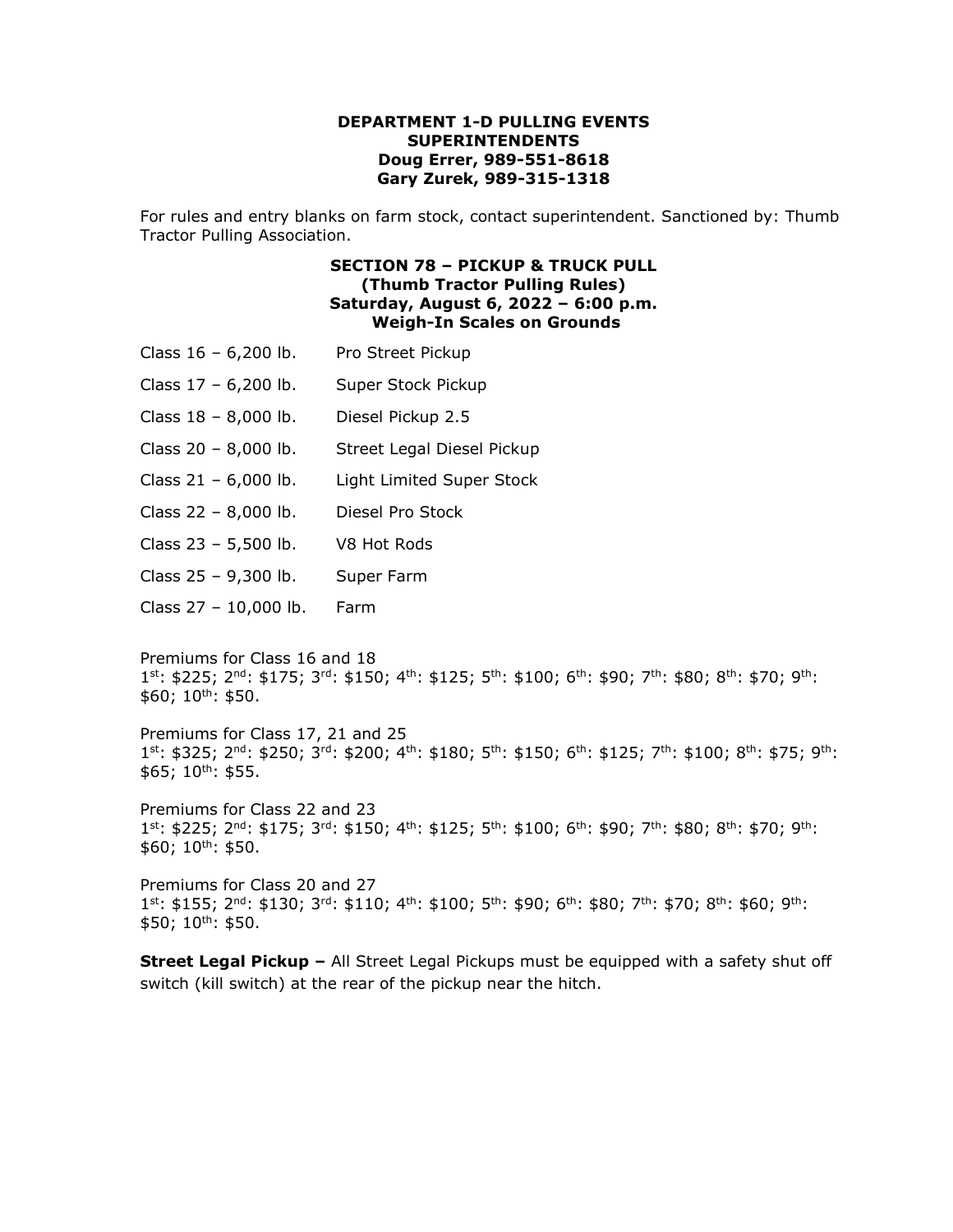**DEPARTMENT 1-D PULLING EVENTS**
**SUPERINTENDENTS**
**Doug Errer, 989-551-8618**
**Gary Zurek, 989-315-1318**

For rules and entry blanks on farm stock, contact superintendent. Sanctioned by: Thumb Tractor Pulling Association.

**SECTION 78 – PICKUP & TRUCK PULL**
**(Thumb Tractor Pulling Rules)**
**Saturday, August 6, 2022 – 6:00 p.m.**
**Weigh-In Scales on Grounds**

Class 16 – 6,200 lb. Pro Street Pickup

Class 17 – 6,200 lb. Super Stock Pickup

Class 18 – 8,000 lb. Diesel Pickup 2.5

Class 20 – 8,000 lb. Street Legal Diesel Pickup

Class 21 – 6,000 lb. Light Limited Super Stock

Class 22 – 8,000 lb. Diesel Pro Stock

Class 23 – 5,500 lb. V8 Hot Rods

Class 25 – 9,300 lb. Super Farm

Class 27 – 10,000 lb. Farm

Premiums for Class 16 and 18
1st: $225; 2nd: $175; 3rd: $150; 4th: $125; 5th: $100; 6th: $90; 7th: $80; 8th: $70; 9th: $60; 10th: $50.

Premiums for Class 17, 21 and 25
1st: $325; 2nd: $250; 3rd: $200; 4th: $180; 5th: $150; 6th: $125; 7th: $100; 8th: $75; 9th: $65; 10th: $55.

Premiums for Class 22 and 23
1st: $225; 2nd: $175; 3rd: $150; 4th: $125; 5th: $100; 6th: $90; 7th: $80; 8th: $70; 9th: $60; 10th: $50.

Premiums for Class 20 and 27
1st: $155; 2nd: $130; 3rd: $110; 4th: $100; 5th: $90; 6th: $80; 7th: $70; 8th: $60; 9th: $50; 10th: $50.

**Street Legal Pickup –** All Street Legal Pickups must be equipped with a safety shut off switch (kill switch) at the rear of the pickup near the hitch.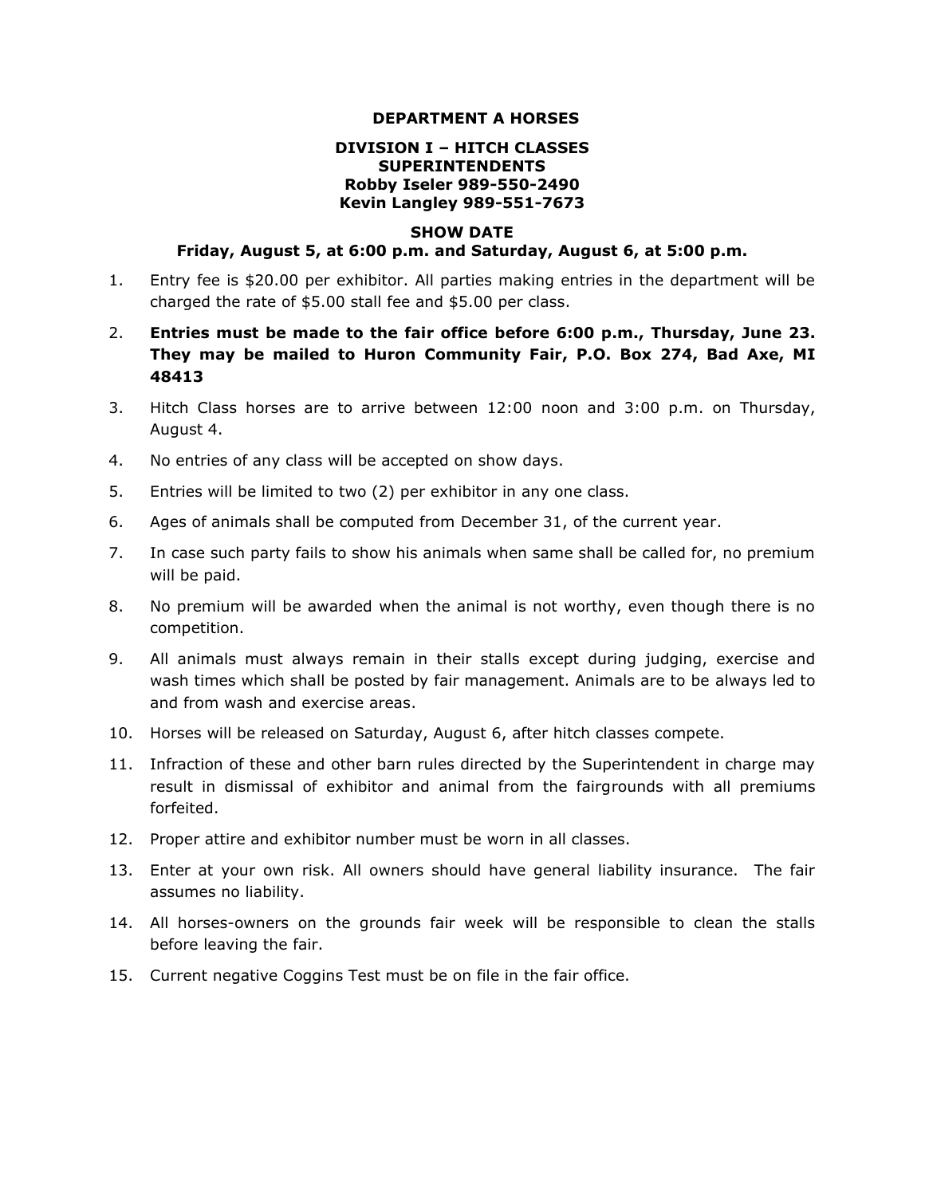# DEPARTMENT A HORSES

## DIVISION I – HITCH CLASSES

**SUPERINTENDENTS**
**Robby Iseler 989-550-2490**
**Kevin Langley 989-551-7673**

**SHOW DATE**
**Friday, August 5, at 6:00 p.m. and Saturday, August 6, at 5:00 p.m.**

1. Entry fee is $20.00 per exhibitor. All parties making entries in the department will be charged the rate of $5.00 stall fee and $5.00 per class.
2. **Entries must be made to the fair office before 6:00 p.m., Thursday, June 23. They may be mailed to Huron Community Fair, P.O. Box 274, Bad Axe, MI 48413**
3. Hitch Class horses are to arrive between 12:00 noon and 3:00 p.m. on Thursday, August 4.
4. No entries of any class will be accepted on show days.
5. Entries will be limited to two (2) per exhibitor in any one class.
6. Ages of animals shall be computed from December 31, of the current year.
7. In case such party fails to show his animals when same shall be called for, no premium will be paid.
8. No premium will be awarded when the animal is not worthy, even though there is no competition.
9. All animals must always remain in their stalls except during judging, exercise and wash times which shall be posted by fair management. Animals are to be always led to and from wash and exercise areas.
10. Horses will be released on Saturday, August 6, after hitch classes compete.
11. Infraction of these and other barn rules directed by the Superintendent in charge may result in dismissal of exhibitor and animal from the fairgrounds with all premiums forfeited.
12. Proper attire and exhibitor number must be worn in all classes.
13. Enter at your own risk. All owners should have general liability insurance. The fair assumes no liability.
14. All horses-owners on the grounds fair week will be responsible to clean the stalls before leaving the fair.
15. Current negative Coggins Test must be on file in the fair office.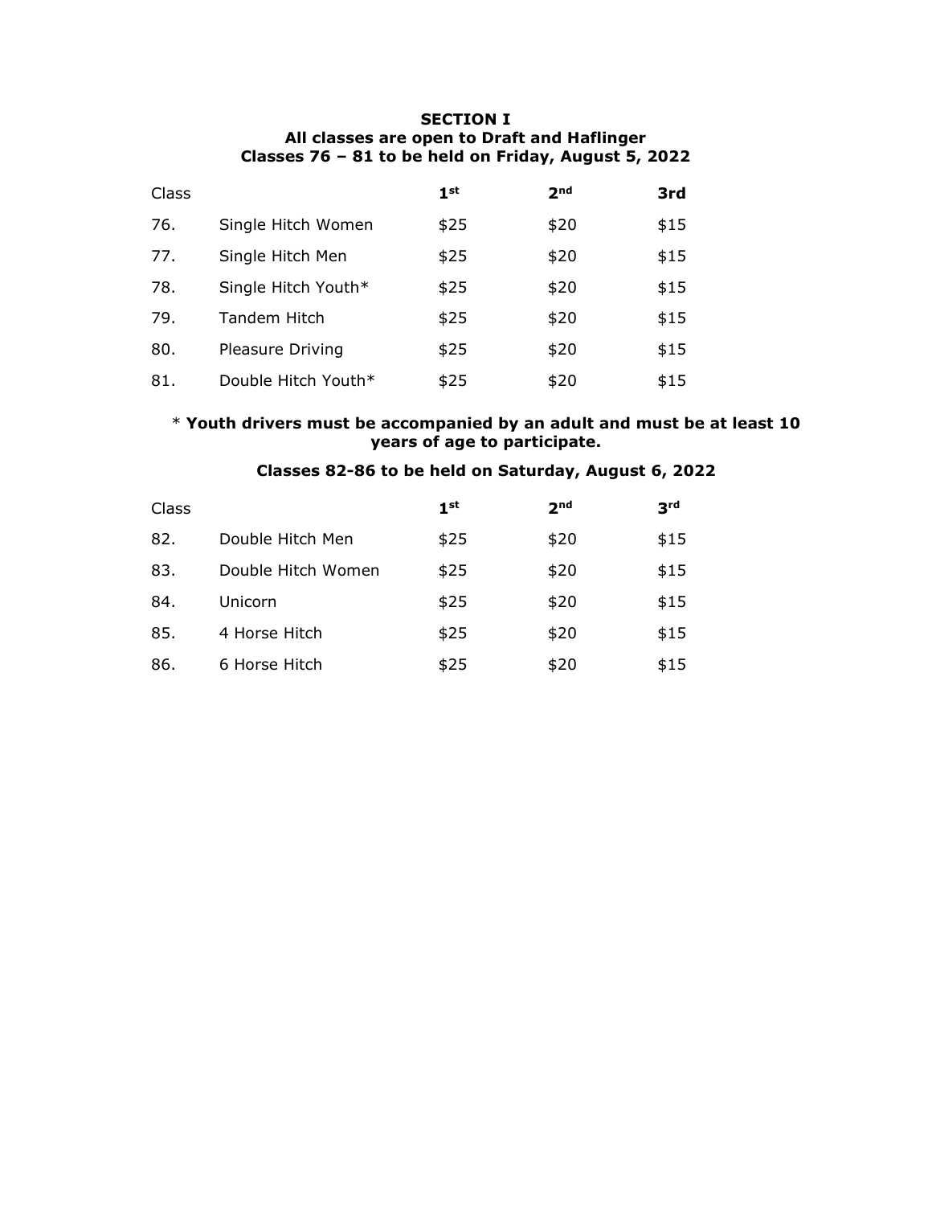## SECTION I

**All classes are open to Draft and Haflinger**

**Classes 76 – 81 to be held on Friday, August 5, 2022**

| Class | | 1st | 2nd | 3rd |
|---|---|---|---|---|
| 76. | Single Hitch Women | $25 | $20 | $15 |
| 77. | Single Hitch Men | $25 | $20 | $15 |
| 78. | Single Hitch Youth* | $25 | $20 | $15 |
| 79. | Tandem Hitch | $25 | $20 | $15 |
| 80. | Pleasure Driving | $25 | $20 | $15 |
| 81. | Double Hitch Youth* | $25 | $20 | $15 |

\* **Youth drivers must be accompanied by an adult and must be at least 10 years of age to participate.**

**Classes 82-86 to be held on Saturday, August 6, 2022**

| Class | | 1st | 2nd | 3rd |
|---|---|---|---|---|
| 82. | Double Hitch Men | $25 | $20 | $15 |
| 83. | Double Hitch Women | $25 | $20 | $15 |
| 84. | Unicorn | $25 | $20 | $15 |
| 85. | 4 Horse Hitch | $25 | $20 | $15 |
| 86. | 6 Horse Hitch | $25 | $20 | $15 |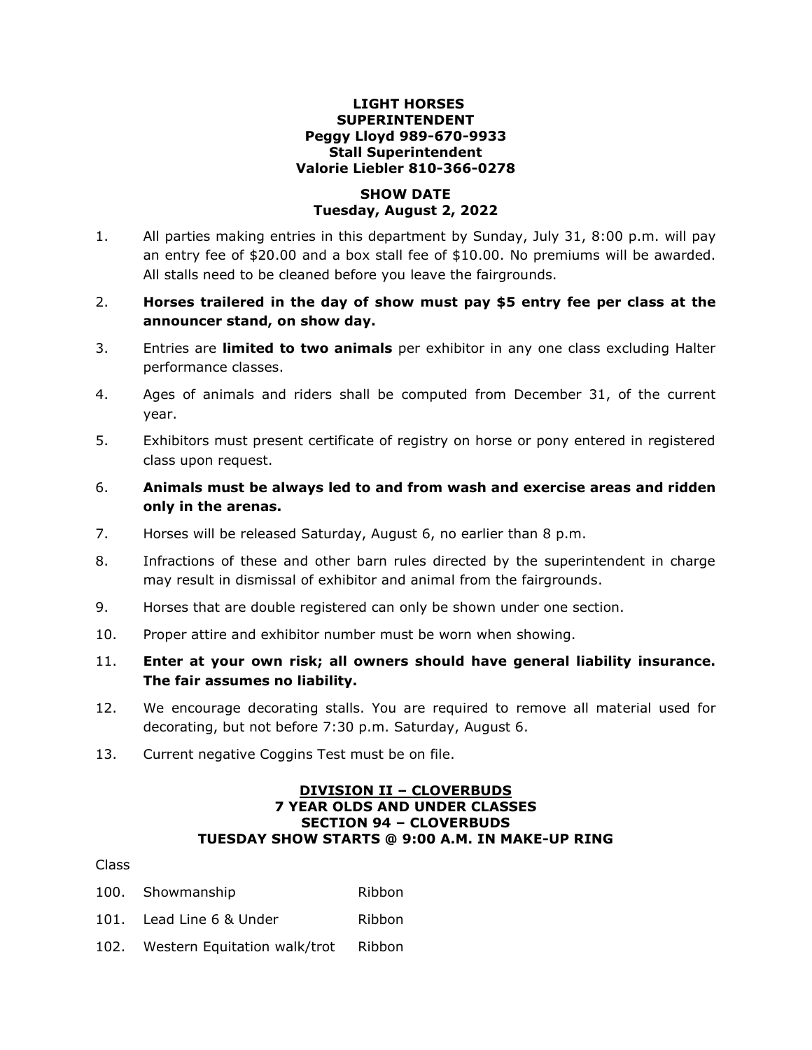**LIGHT HORSES**
**SUPERINTENDENT**
**Peggy Lloyd 989-670-9933**
**Stall Superintendent**
**Valorie Liebler 810-366-0278**

**SHOW DATE**
**Tuesday, August 2, 2022**

1. All parties making entries in this department by Sunday, July 31, 8:00 p.m. will pay an entry fee of $20.00 and a box stall fee of $10.00. No premiums will be awarded. All stalls need to be cleaned before you leave the fairgrounds.
2. **Horses trailered in the day of show must pay $5 entry fee per class at the announcer stand, on show day.**
3. Entries are **limited to two animals** per exhibitor in any one class excluding Halter performance classes.
4. Ages of animals and riders shall be computed from December 31, of the current year.
5. Exhibitors must present certificate of registry on horse or pony entered in registered class upon request.
6. **Animals must be always led to and from wash and exercise areas and ridden only in the arenas.**
7. Horses will be released Saturday, August 6, no earlier than 8 p.m.
8. Infractions of these and other barn rules directed by the superintendent in charge may result in dismissal of exhibitor and animal from the fairgrounds.
9. Horses that are double registered can only be shown under one section.
10. Proper attire and exhibitor number must be worn when showing.
11. **Enter at your own risk; all owners should have general liability insurance. The fair assumes no liability.**
12. We encourage decorating stalls. You are required to remove all material used for decorating, but not before 7:30 p.m. Saturday, August 6.
13. Current negative Coggins Test must be on file.

**DIVISION II – CLOVERBUDS**
**7 YEAR OLDS AND UNDER CLASSES**
**SECTION 94 – CLOVERBUDS**
**TUESDAY SHOW STARTS @ 9:00 A.M. IN MAKE-UP RING**

| Class | | |
|---|---|---|
| 100. | Showmanship | Ribbon |
| 101. | Lead Line 6 & Under | Ribbon |
| 102. | Western Equitation walk/trot | Ribbon |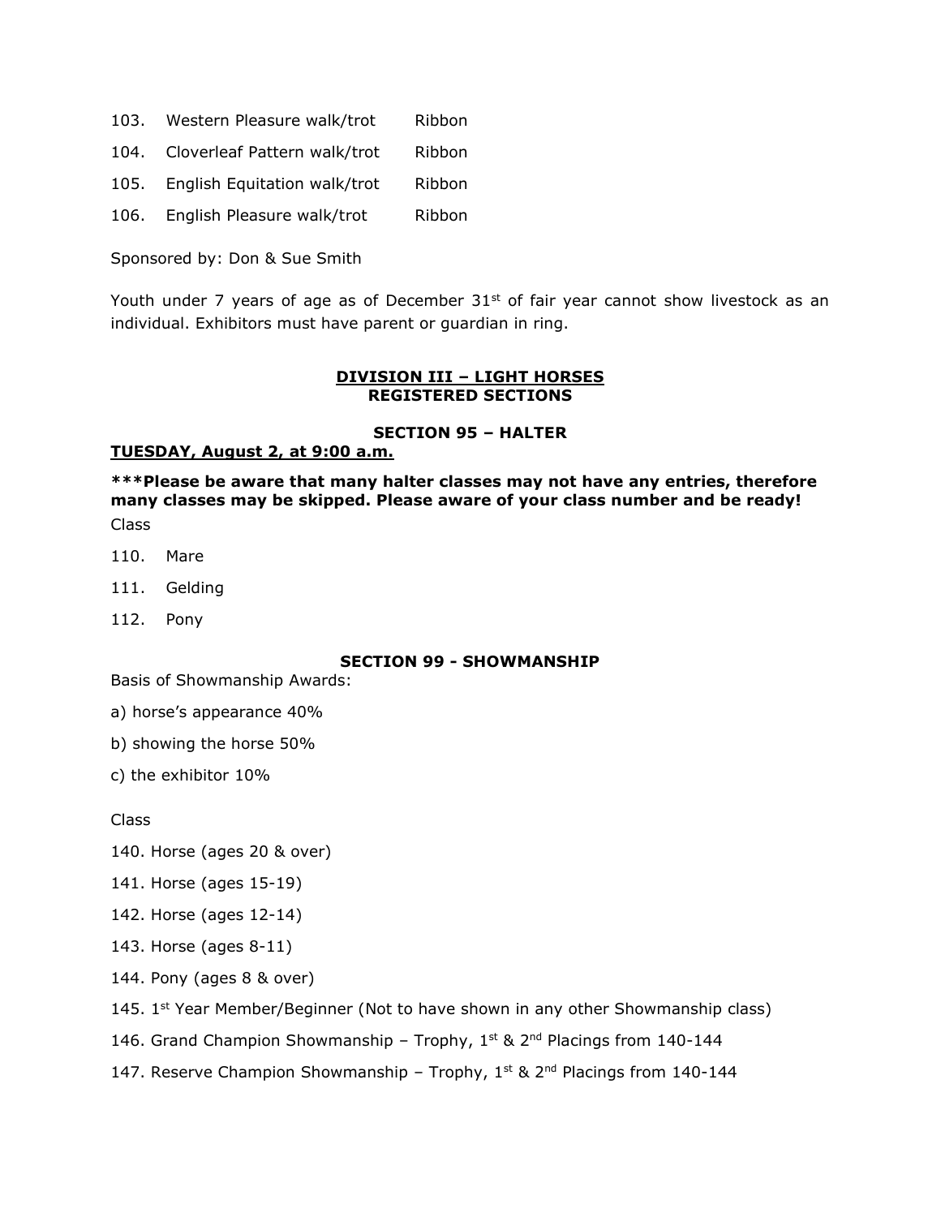103. Western Pleasure walk/trot Ribbon

104. Cloverleaf Pattern walk/trot Ribbon

105. English Equitation walk/trot Ribbon

106. English Pleasure walk/trot Ribbon

Sponsored by: Don & Sue Smith

Youth under 7 years of age as of December 31st of fair year cannot show livestock as an individual. Exhibitors must have parent or guardian in ring.

## DIVISION III – LIGHT HORSES
## REGISTERED SECTIONS

### SECTION 95 – HALTER

**TUESDAY, August 2, at 9:00 a.m.**

*****Please be aware that many halter classes may not have any entries, therefore many classes may be skipped. Please aware of your class number and be ready!**

Class

110. Mare

111. Gelding

112. Pony

### SECTION 99 - SHOWMANSHIP

Basis of Showmanship Awards:

a) horse's appearance 40%

b) showing the horse 50%

c) the exhibitor 10%

Class

140. Horse (ages 20 & over)

141. Horse (ages 15-19)

142. Horse (ages 12-14)

143. Horse (ages 8-11)

144. Pony (ages 8 & over)

145. 1st Year Member/Beginner (Not to have shown in any other Showmanship class)

146. Grand Champion Showmanship – Trophy, 1st & 2nd Placings from 140-144

147. Reserve Champion Showmanship – Trophy, 1st & 2nd Placings from 140-144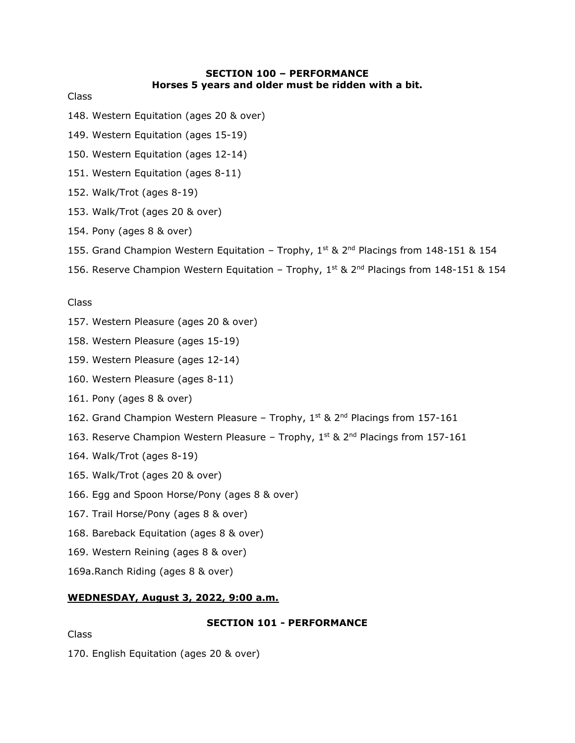## SECTION 100 – PERFORMANCE

**Horses 5 years and older must be ridden with a bit.**

Class

148. Western Equitation (ages 20 & over)

149. Western Equitation (ages 15-19)

150. Western Equitation (ages 12-14)

151. Western Equitation (ages 8-11)

152. Walk/Trot (ages 8-19)

153. Walk/Trot (ages 20 & over)

154. Pony (ages 8 & over)

155. Grand Champion Western Equitation – Trophy, 1st & 2nd Placings from 148-151 & 154

156. Reserve Champion Western Equitation – Trophy, 1st & 2nd Placings from 148-151 & 154

Class

157. Western Pleasure (ages 20 & over)

158. Western Pleasure (ages 15-19)

159. Western Pleasure (ages 12-14)

160. Western Pleasure (ages 8-11)

161. Pony (ages 8 & over)

162. Grand Champion Western Pleasure – Trophy, 1st & 2nd Placings from 157-161

163. Reserve Champion Western Pleasure – Trophy, 1st & 2nd Placings from 157-161

164. Walk/Trot (ages 8-19)

165. Walk/Trot (ages 20 & over)

166. Egg and Spoon Horse/Pony (ages 8 & over)

167. Trail Horse/Pony (ages 8 & over)

168. Bareback Equitation (ages 8 & over)

169. Western Reining (ages 8 & over)

169a.Ranch Riding (ages 8 & over)

**WEDNESDAY, August 3, 2022, 9:00 a.m.**

## SECTION 101 - PERFORMANCE

Class

170. English Equitation (ages 20 & over)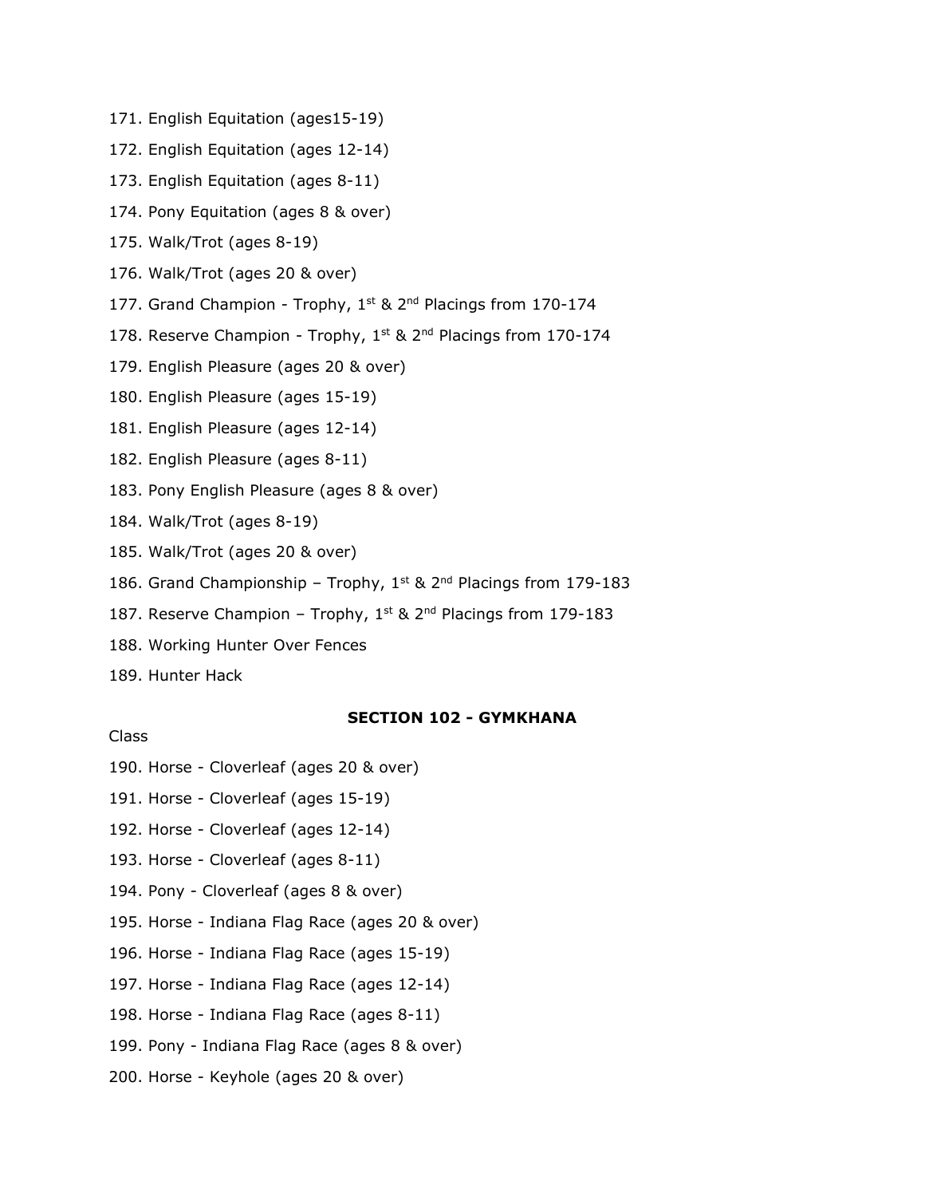171. English Equitation (ages15-19)

172. English Equitation (ages 12-14)

173. English Equitation (ages 8-11)

174. Pony Equitation (ages 8 & over)

175. Walk/Trot (ages 8-19)

176. Walk/Trot (ages 20 & over)

177. Grand Champion - Trophy, 1st & 2nd Placings from 170-174

178. Reserve Champion - Trophy, 1st & 2nd Placings from 170-174

179. English Pleasure (ages 20 & over)

180. English Pleasure (ages 15-19)

181. English Pleasure (ages 12-14)

182. English Pleasure (ages 8-11)

183. Pony English Pleasure (ages 8 & over)

184. Walk/Trot (ages 8-19)

185. Walk/Trot (ages 20 & over)

186. Grand Championship – Trophy, 1st & 2nd Placings from 179-183

187. Reserve Champion – Trophy, 1st & 2nd Placings from 179-183

188. Working Hunter Over Fences

189. Hunter Hack

**SECTION 102 - GYMKHANA**

Class

190. Horse - Cloverleaf (ages 20 & over)

191. Horse - Cloverleaf (ages 15-19)

192. Horse - Cloverleaf (ages 12-14)

193. Horse - Cloverleaf (ages 8-11)

194. Pony - Cloverleaf (ages 8 & over)

195. Horse - Indiana Flag Race (ages 20 & over)

196. Horse - Indiana Flag Race (ages 15-19)

197. Horse - Indiana Flag Race (ages 12-14)

198. Horse - Indiana Flag Race (ages 8-11)

199. Pony - Indiana Flag Race (ages 8 & over)

200. Horse - Keyhole (ages 20 & over)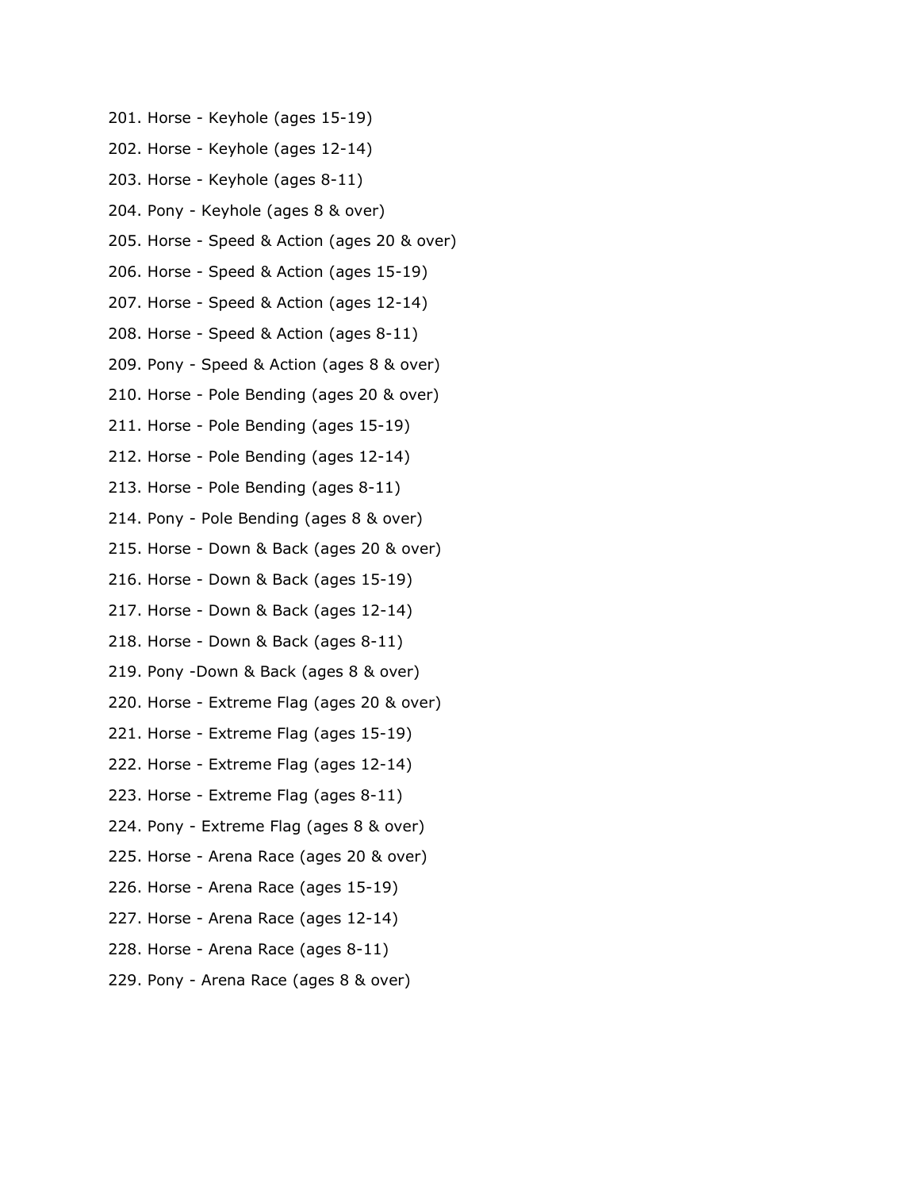201. Horse - Keyhole (ages 15-19)

202. Horse - Keyhole (ages 12-14)

203. Horse - Keyhole (ages 8-11)

204. Pony - Keyhole (ages 8 & over)

205. Horse - Speed & Action (ages 20 & over)

206. Horse - Speed & Action (ages 15-19)

207. Horse - Speed & Action (ages 12-14)

208. Horse - Speed & Action (ages 8-11)

209. Pony - Speed & Action (ages 8 & over)

210. Horse - Pole Bending (ages 20 & over)

211. Horse - Pole Bending (ages 15-19)

212. Horse - Pole Bending (ages 12-14)

213. Horse - Pole Bending (ages 8-11)

214. Pony - Pole Bending (ages 8 & over)

215. Horse - Down & Back (ages 20 & over)

216. Horse - Down & Back (ages 15-19)

217. Horse - Down & Back (ages 12-14)

218. Horse - Down & Back (ages 8-11)

219. Pony -Down & Back (ages 8 & over)

220. Horse - Extreme Flag (ages 20 & over)

221. Horse - Extreme Flag (ages 15-19)

222. Horse - Extreme Flag (ages 12-14)

223. Horse - Extreme Flag (ages 8-11)

224. Pony - Extreme Flag (ages 8 & over)

225. Horse - Arena Race (ages 20 & over)

226. Horse - Arena Race (ages 15-19)

227. Horse - Arena Race (ages 12-14)

228. Horse - Arena Race (ages 8-11)

229. Pony - Arena Race (ages 8 & over)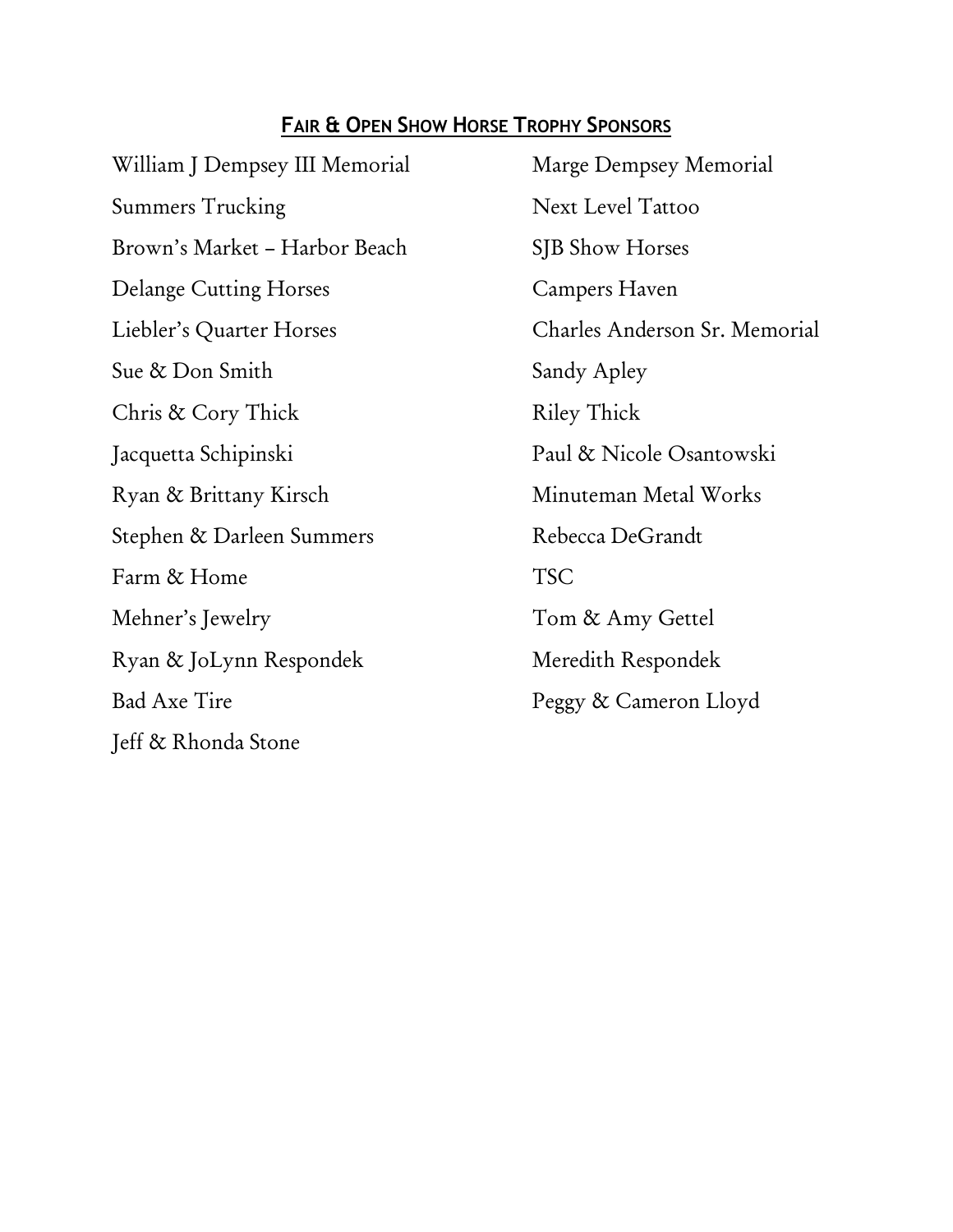## FAIR & OPEN SHOW HORSE TROPHY SPONSORS

William J Dempsey III Memorial

Summers Trucking

Brown's Market – Harbor Beach

Delange Cutting Horses

Liebler's Quarter Horses

Sue & Don Smith

Chris & Cory Thick

Jacquetta Schipinski

Ryan & Brittany Kirsch

Stephen & Darleen Summers

Farm & Home

Mehner's Jewelry

Ryan & JoLynn Respondek

Bad Axe Tire

Jeff & Rhonda Stone

Marge Dempsey Memorial

Next Level Tattoo

SJB Show Horses

Campers Haven

Charles Anderson Sr. Memorial

Sandy Apley

Riley Thick

Paul & Nicole Osantowski

Minuteman Metal Works

Rebecca DeGrandt

TSC

Tom & Amy Gettel

Meredith Respondek

Peggy & Cameron Lloyd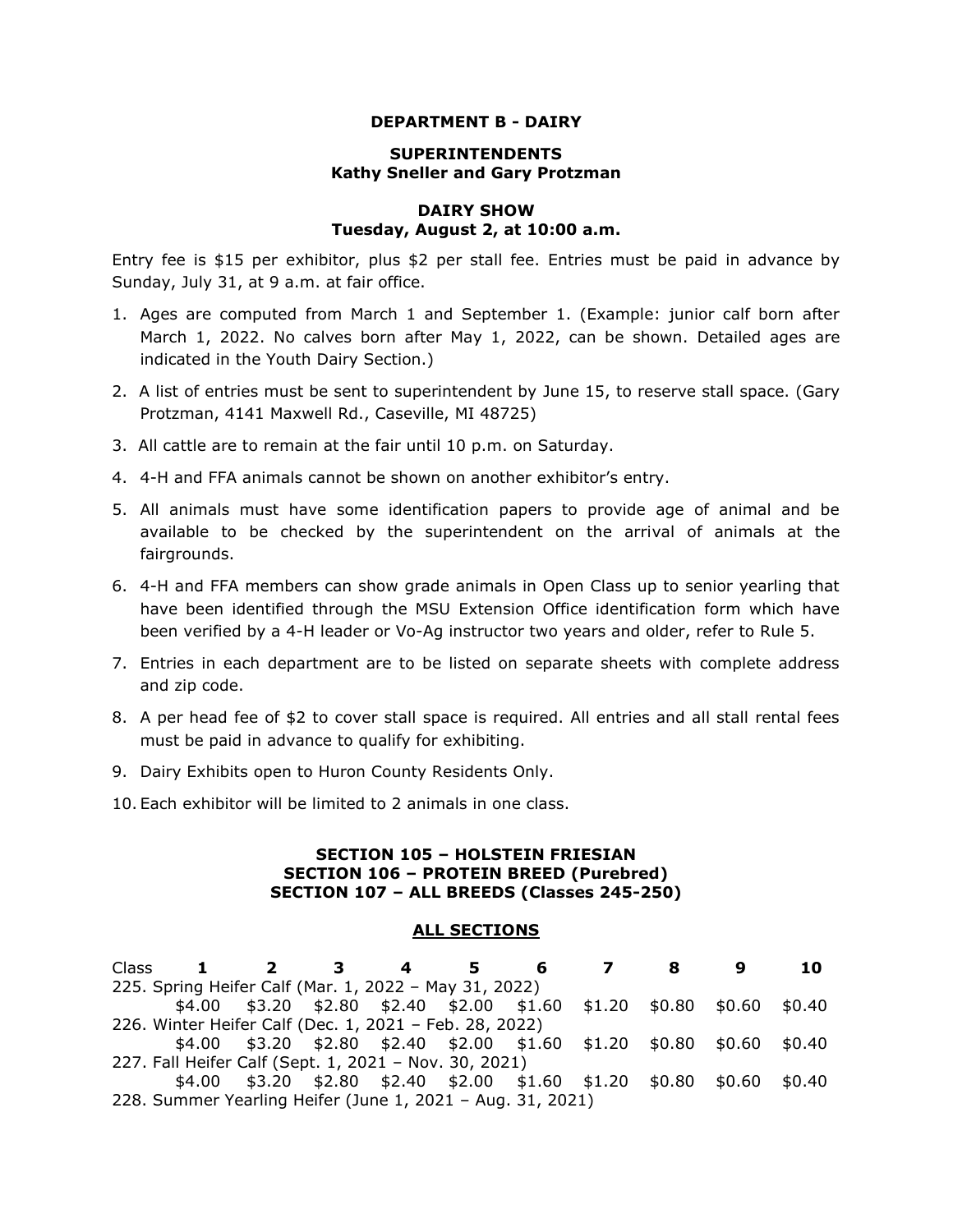**DEPARTMENT B - DAIRY**

**SUPERINTENDENTS**
**Kathy Sneller and Gary Protzman**

**DAIRY SHOW**
**Tuesday, August 2, at 10:00 a.m.**

Entry fee is $15 per exhibitor, plus $2 per stall fee. Entries must be paid in advance by Sunday, July 31, at 9 a.m. at fair office.

1. Ages are computed from March 1 and September 1. (Example: junior calf born after March 1, 2022. No calves born after May 1, 2022, can be shown. Detailed ages are indicated in the Youth Dairy Section.)
2. A list of entries must be sent to superintendent by June 15, to reserve stall space. (Gary Protzman, 4141 Maxwell Rd., Caseville, MI 48725)
3. All cattle are to remain at the fair until 10 p.m. on Saturday.
4. 4-H and FFA animals cannot be shown on another exhibitor's entry.
5. All animals must have some identification papers to provide age of animal and be available to be checked by the superintendent on the arrival of animals at the fairgrounds.
6. 4-H and FFA members can show grade animals in Open Class up to senior yearling that have been identified through the MSU Extension Office identification form which have been verified by a 4-H leader or Vo-Ag instructor two years and older, refer to Rule 5.
7. Entries in each department are to be listed on separate sheets with complete address and zip code.
8. A per head fee of $2 to cover stall space is required. All entries and all stall rental fees must be paid in advance to qualify for exhibiting.
9. Dairy Exhibits open to Huron County Residents Only.
10. Each exhibitor will be limited to 2 animals in one class.

**SECTION 105 – HOLSTEIN FRIESIAN**
**SECTION 106 – PROTEIN BREED (Purebred)**
**SECTION 107 – ALL BREEDS (Classes 245-250)**

**ALL SECTIONS**

| Class | 1 | 2 | 3 | 4 | 5 | 6 | 7 | 8 | 9 | 10 |
|---|---|---|---|---|---|---|---|---|---|---|
| 225. Spring Heifer Calf (Mar. 1, 2022 – May 31, 2022) | | | | | | | | | | |
| | $4.00 | $3.20 | $2.80 | $2.40 | $2.00 | $1.60 | $1.20 | $0.80 | $0.60 | $0.40 |
| 226. Winter Heifer Calf (Dec. 1, 2021 – Feb. 28, 2022) | | | | | | | | | | |
| | $4.00 | $3.20 | $2.80 | $2.40 | $2.00 | $1.60 | $1.20 | $0.80 | $0.60 | $0.40 |
| 227. Fall Heifer Calf (Sept. 1, 2021 – Nov. 30, 2021) | | | | | | | | | | |
| | $4.00 | $3.20 | $2.80 | $2.40 | $2.00 | $1.60 | $1.20 | $0.80 | $0.60 | $0.40 |
| 228. Summer Yearling Heifer (June 1, 2021 – Aug. 31, 2021) | | | | | | | | | | |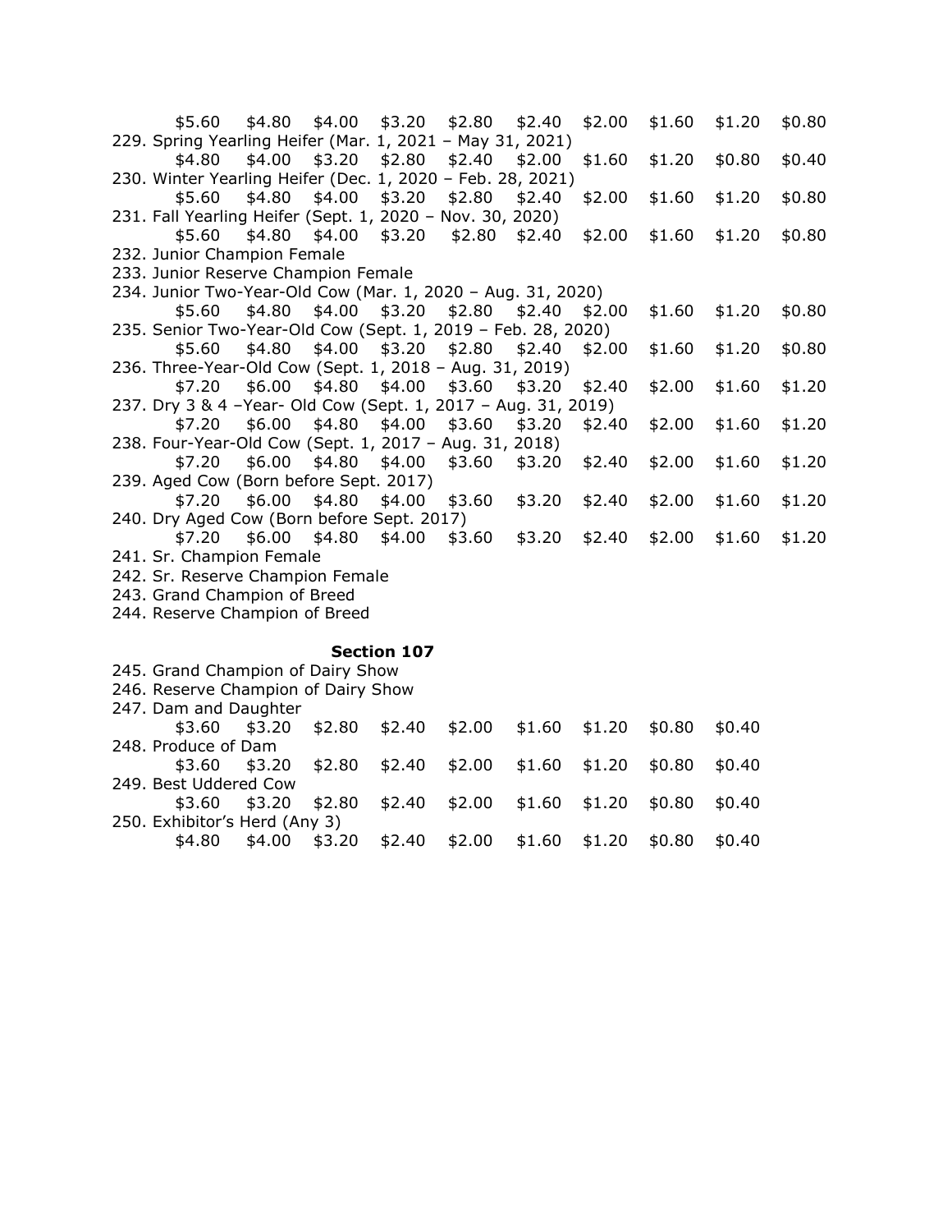$5.60 $4.80 $4.00 $3.20 $2.80 $2.40 $2.00 $1.60 $1.20 $0.80

229. Spring Yearling Heifer (Mar. 1, 2021 – May 31, 2021)
$4.80 $4.00 $3.20 $2.80 $2.40 $2.00 $1.60 $1.20 $0.80 $0.40

230. Winter Yearling Heifer (Dec. 1, 2020 – Feb. 28, 2021)
$5.60 $4.80 $4.00 $3.20 $2.80 $2.40 $2.00 $1.60 $1.20 $0.80

231. Fall Yearling Heifer (Sept. 1, 2020 – Nov. 30, 2020)
$5.60 $4.80 $4.00 $3.20 $2.80 $2.40 $2.00 $1.60 $1.20 $0.80

232. Junior Champion Female

233. Junior Reserve Champion Female

234. Junior Two-Year-Old Cow (Mar. 1, 2020 – Aug. 31, 2020)
$5.60 $4.80 $4.00 $3.20 $2.80 $2.40 $2.00 $1.60 $1.20 $0.80

235. Senior Two-Year-Old Cow (Sept. 1, 2019 – Feb. 28, 2020)
$5.60 $4.80 $4.00 $3.20 $2.80 $2.40 $2.00 $1.60 $1.20 $0.80

236. Three-Year-Old Cow (Sept. 1, 2018 – Aug. 31, 2019)
$7.20 $6.00 $4.80 $4.00 $3.60 $3.20 $2.40 $2.00 $1.60 $1.20

237. Dry 3 & 4 –Year- Old Cow (Sept. 1, 2017 – Aug. 31, 2019)
$7.20 $6.00 $4.80 $4.00 $3.60 $3.20 $2.40 $2.00 $1.60 $1.20

238. Four-Year-Old Cow (Sept. 1, 2017 – Aug. 31, 2018)
$7.20 $6.00 $4.80 $4.00 $3.60 $3.20 $2.40 $2.00 $1.60 $1.20

239. Aged Cow (Born before Sept. 2017)
$7.20 $6.00 $4.80 $4.00 $3.60 $3.20 $2.40 $2.00 $1.60 $1.20

240. Dry Aged Cow (Born before Sept. 2017)
$7.20 $6.00 $4.80 $4.00 $3.60 $3.20 $2.40 $2.00 $1.60 $1.20

241. Sr. Champion Female

242. Sr. Reserve Champion Female

243. Grand Champion of Breed

244. Reserve Champion of Breed

**Section 107**

245. Grand Champion of Dairy Show

246. Reserve Champion of Dairy Show

247. Dam and Daughter
$3.60 $3.20 $2.80 $2.40 $2.00 $1.60 $1.20 $0.80 $0.40

248. Produce of Dam
$3.60 $3.20 $2.80 $2.40 $2.00 $1.60 $1.20 $0.80 $0.40

249. Best Uddered Cow
$3.60 $3.20 $2.80 $2.40 $2.00 $1.60 $1.20 $0.80 $0.40

250. Exhibitor's Herd (Any 3)
$4.80 $4.00 $3.20 $2.40 $2.00 $1.60 $1.20 $0.80 $0.40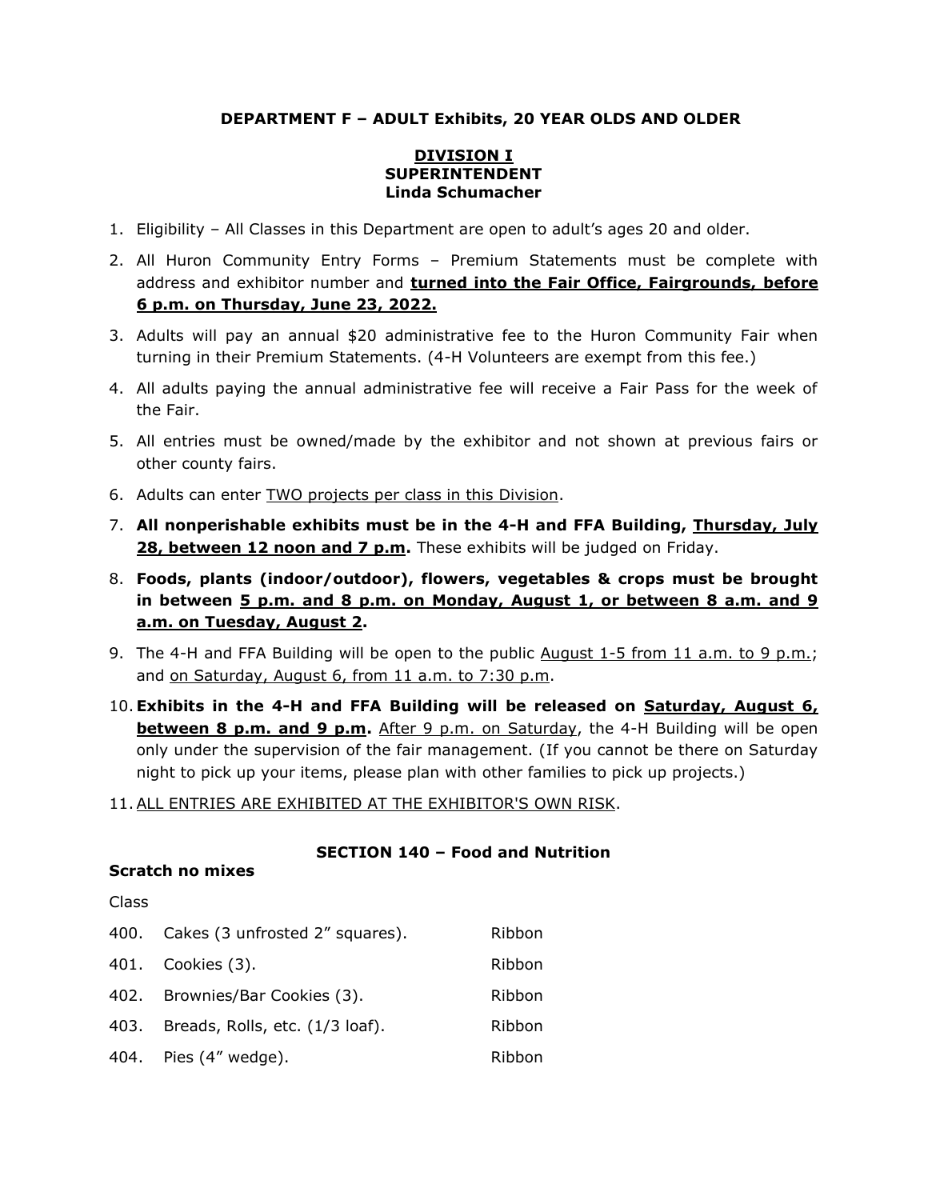## DEPARTMENT F – ADULT Exhibits, 20 YEAR OLDS AND OLDER

### DIVISION I
**SUPERINTENDENT**
**Linda Schumacher**

1. Eligibility – All Classes in this Department are open to adult's ages 20 and older.
2. All Huron Community Entry Forms – Premium Statements must be complete with address and exhibitor number and **turned into the Fair Office, Fairgrounds, before 6 p.m. on Thursday, June 23, 2022.**
3. Adults will pay an annual $20 administrative fee to the Huron Community Fair when turning in their Premium Statements. (4-H Volunteers are exempt from this fee.)
4. All adults paying the annual administrative fee will receive a Fair Pass for the week of the Fair.
5. All entries must be owned/made by the exhibitor and not shown at previous fairs or other county fairs.
6. Adults can enter TWO projects per class in this Division.
7. **All nonperishable exhibits must be in the 4-H and FFA Building, Thursday, July 28, between 12 noon and 7 p.m.** These exhibits will be judged on Friday.
8. **Foods, plants (indoor/outdoor), flowers, vegetables & crops must be brought in between 5 p.m. and 8 p.m. on Monday, August 1, or between 8 a.m. and 9 a.m. on Tuesday, August 2.**
9. The 4-H and FFA Building will be open to the public August 1-5 from 11 a.m. to 9 p.m.; and on Saturday, August 6, from 11 a.m. to 7:30 p.m.
10. **Exhibits in the 4-H and FFA Building will be released on Saturday, August 6, between 8 p.m. and 9 p.m.** After 9 p.m. on Saturday, the 4-H Building will be open only under the supervision of the fair management. (If you cannot be there on Saturday night to pick up your items, please plan with other families to pick up projects.)
11. ALL ENTRIES ARE EXHIBITED AT THE EXHIBITOR'S OWN RISK.

### SECTION 140 – Food and Nutrition

**Scratch no mixes**

Class

| | | |
|---|---|---|
| 400. | Cakes (3 unfrosted 2" squares). | Ribbon |
| 401. | Cookies (3). | Ribbon |
| 402. | Brownies/Bar Cookies (3). | Ribbon |
| 403. | Breads, Rolls, etc. (1/3 loaf). | Ribbon |
| 404. | Pies (4" wedge). | Ribbon |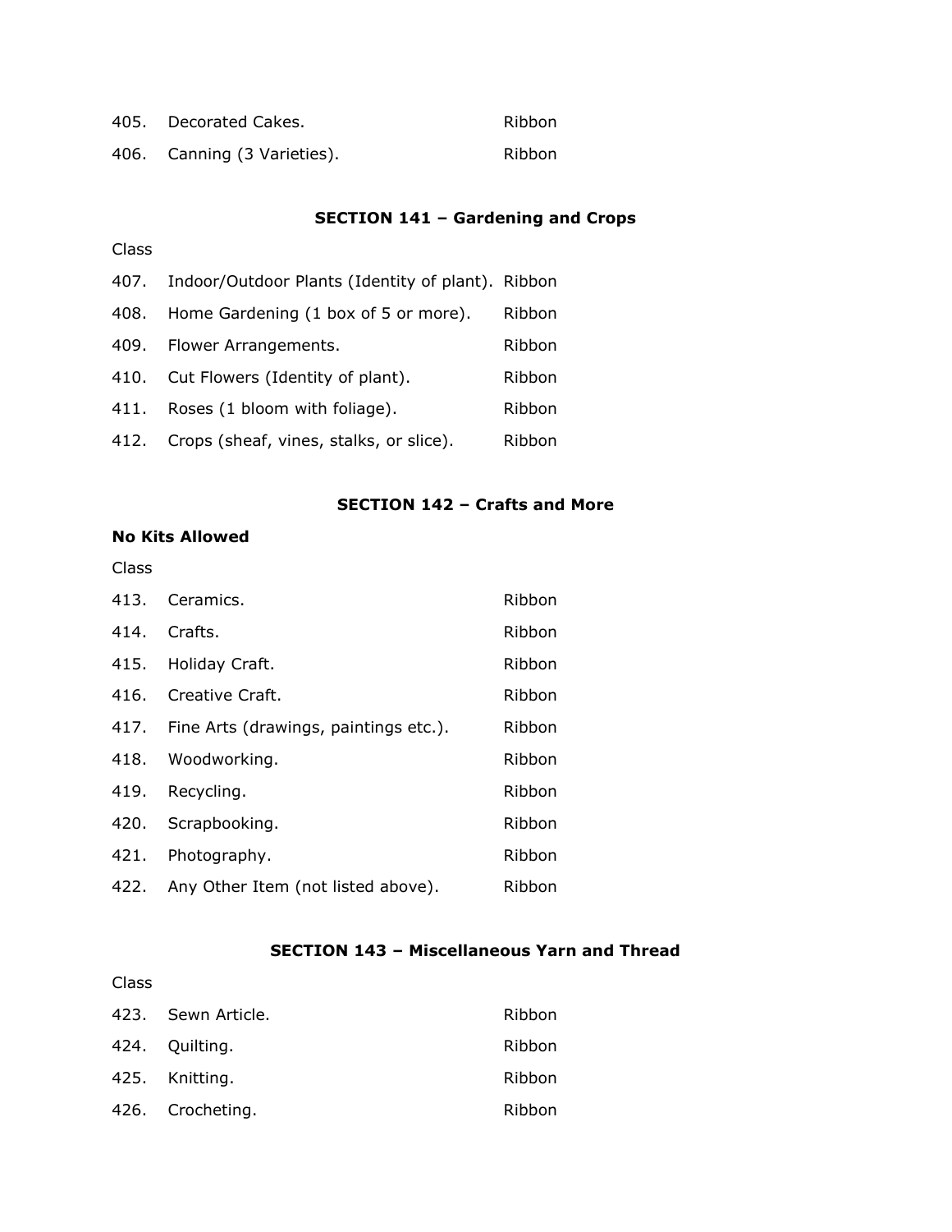| | | |
|---|---|---|
| 405. | Decorated Cakes. | Ribbon |
| 406. | Canning (3 Varieties). | Ribbon |

### SECTION 141 – Gardening and Crops

Class

| | | |
|---|---|---|
| 407. | Indoor/Outdoor Plants (Identity of plant). | Ribbon |
| 408. | Home Gardening (1 box of 5 or more). | Ribbon |
| 409. | Flower Arrangements. | Ribbon |
| 410. | Cut Flowers (Identity of plant). | Ribbon |
| 411. | Roses (1 bloom with foliage). | Ribbon |
| 412. | Crops (sheaf, vines, stalks, or slice). | Ribbon |

### SECTION 142 – Crafts and More

**No Kits Allowed**

Class

| | | |
|---|---|---|
| 413. | Ceramics. | Ribbon |
| 414. | Crafts. | Ribbon |
| 415. | Holiday Craft. | Ribbon |
| 416. | Creative Craft. | Ribbon |
| 417. | Fine Arts (drawings, paintings etc.). | Ribbon |
| 418. | Woodworking. | Ribbon |
| 419. | Recycling. | Ribbon |
| 420. | Scrapbooking. | Ribbon |
| 421. | Photography. | Ribbon |
| 422. | Any Other Item (not listed above). | Ribbon |

### SECTION 143 – Miscellaneous Yarn and Thread

Class

| | | |
|---|---|---|
| 423. | Sewn Article. | Ribbon |
| 424. | Quilting. | Ribbon |
| 425. | Knitting. | Ribbon |
| 426. | Crocheting. | Ribbon |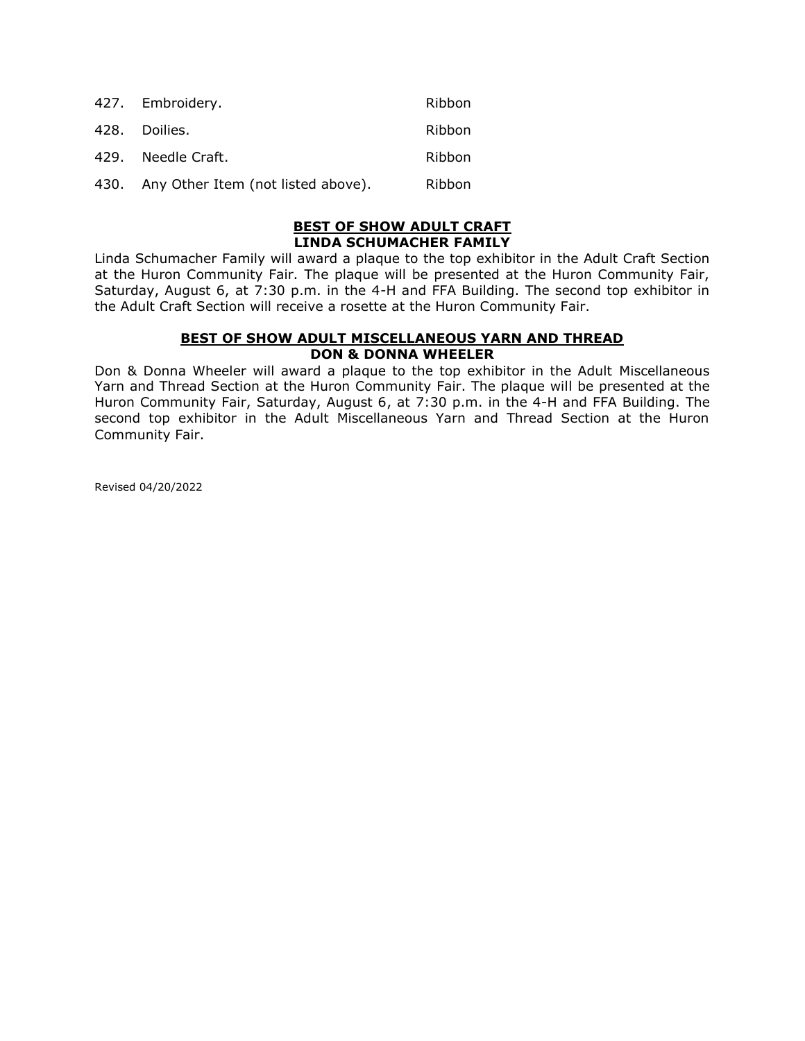427. Embroidery. Ribbon

428. Doilies. Ribbon

429. Needle Craft. Ribbon

430. Any Other Item (not listed above). Ribbon

## BEST OF SHOW ADULT CRAFT
**LINDA SCHUMACHER FAMILY**

Linda Schumacher Family will award a plaque to the top exhibitor in the Adult Craft Section at the Huron Community Fair. The plaque will be presented at the Huron Community Fair, Saturday, August 6, at 7:30 p.m. in the 4-H and FFA Building. The second top exhibitor in the Adult Craft Section will receive a rosette at the Huron Community Fair.

## BEST OF SHOW ADULT MISCELLANEOUS YARN AND THREAD
**DON & DONNA WHEELER**

Don & Donna Wheeler will award a plaque to the top exhibitor in the Adult Miscellaneous Yarn and Thread Section at the Huron Community Fair. The plaque will be presented at the Huron Community Fair, Saturday, August 6, at 7:30 p.m. in the 4-H and FFA Building. The second top exhibitor in the Adult Miscellaneous Yarn and Thread Section at the Huron Community Fair.

Revised 04/20/2022